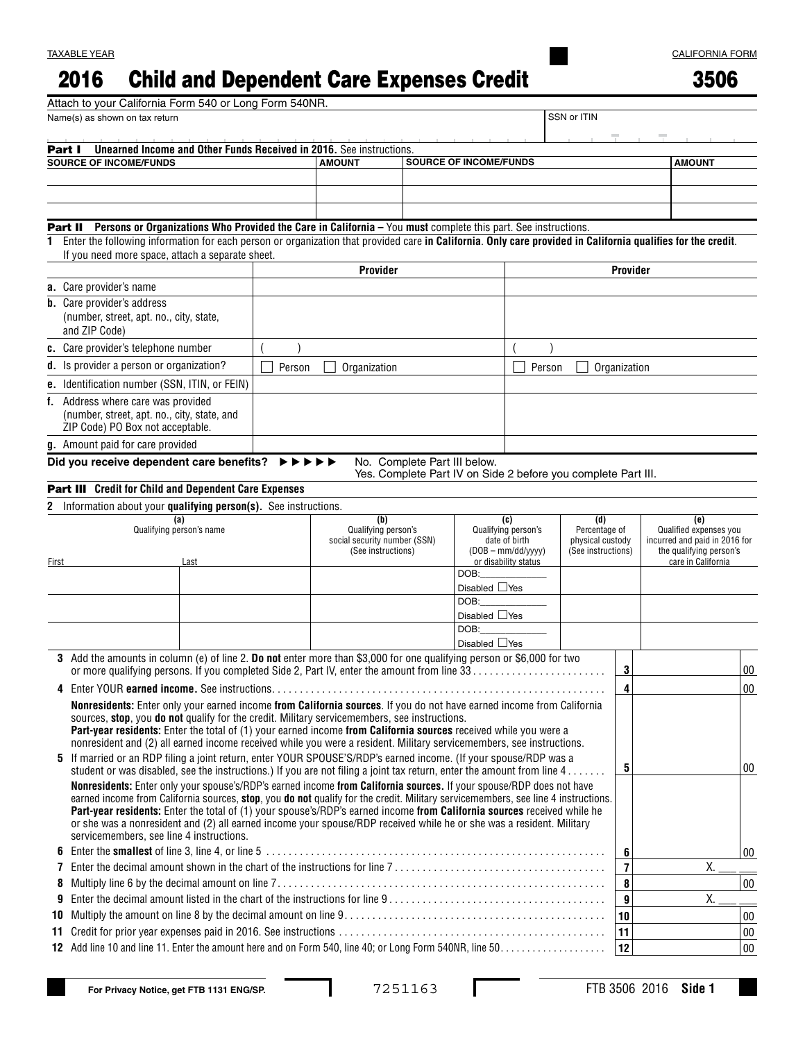TAXABLE YEAR

CALIFORNIA FORM

# 2016 Child and Dependent Care Expenses Credit 3506

Attach to your California Form 540 or Long Form 540NR.

| Name(s) as shown on tax return | SSN or ITIN |
|---|---|
| | |

**Part I Unearned Income and Other Funds Received in 2016.** See instructions.

| SOURCE OF INCOME/FUNDS | AMOUNT | SOURCE OF INCOME/FUNDS | AMOUNT |
|---|---|---|---|
| | | | |
| | | | |
| | | | |

**Part II Persons or Organizations Who Provided the Care in California –** You **must** complete this part. See instructions.

**1** Enter the following information for each person or organization that provided care **in California**. **Only care provided in California qualifies for the credit**. If you need more space, attach a separate sheet.

| | Provider | Provider |
|---|---|---|
| **a.** Care provider's name | | |
| **b.** Care provider's address (number, street, apt. no., city, state, and ZIP Code) | | |
| **c.** Care provider's telephone number | ( ) | ( ) |
| **d.** Is provider a person or organization? | ☐ Person ☐ Organization | ☐ Person ☐ Organization |
| **e.** Identification number (SSN, ITIN, or FEIN) | | |
| **f.** Address where care was provided (number, street, apt. no., city, state, and ZIP Code) PO Box not acceptable. | | |
| **g.** Amount paid for care provided | | |

**Did you receive dependent care benefits?** ►►►►► No. Complete Part III below.
Yes. Complete Part IV on Side 2 before you complete Part III.

**Part III Credit for Child and Dependent Care Expenses**

**2** Information about your **qualifying person(s).** See instructions.

| (a) Qualifying person's name – First | Last | (b) Qualifying person's social security number (SSN) (See instructions) | (c) Qualifying person's date of birth (DOB – mm/dd/yyyy) or disability status | (d) Percentage of physical custody (See instructions) | (e) Qualified expenses you incurred and paid in 2016 for the qualifying person's care in California |
|---|---|---|---|---|---|
| | | | DOB:\_\_\_\_\_\_\_\_ Disabled ☐Yes | | |
| | | | DOB:\_\_\_\_\_\_\_\_ Disabled ☐Yes | | |
| | | | DOB:\_\_\_\_\_\_\_\_ Disabled ☐Yes | | |

**3** Add the amounts in column (e) of line 2. **Do not** enter more than $3,000 for one qualifying person or $6,000 for two or more qualifying persons. If you completed Side 2, Part IV, enter the amount from line 33 . . . . . **3** ______ 00

**4** Enter YOUR **earned income.** See instructions. . . . . . **4** ______ 00

**Nonresidents:** Enter only your earned income **from California sources**. If you do not have earned income from California sources, **stop**, you **do not** qualify for the credit. Military servicemembers, see instructions.
**Part-year residents:** Enter the total of (1) your earned income **from California sources** received while you were a nonresident and (2) all earned income received while you were a resident. Military servicemembers, see instructions.

**5** If married or an RDP filing a joint return, enter YOUR SPOUSE'S/RDP'S earned income. (If your spouse/RDP was a student or was disabled, see the instructions.) If you are not filing a joint tax return, enter the amount from line 4 . . . . . **5** ______ 00

**Nonresidents:** Enter only your spouse's/RDP's earned income **from California sources.** If your spouse/RDP does not have earned income from California sources, **stop**, you **do not** qualify for the credit. Military servicemembers, see line 4 instructions.
**Part-year residents:** Enter the total of (1) your spouse's/RDP's earned income **from California sources** received while he or she was a nonresident and (2) all earned income your spouse/RDP received while he or she was a resident. Military servicemembers, see line 4 instructions.

**6** Enter the **smallest** of line 3, line 4, or line 5 . . . . . **6** ______ 00

**7** Enter the decimal amount shown in the chart of the instructions for line 7 . . . . . **7** X. \_\_ \_\_

**8** Multiply line 6 by the decimal amount on line 7. . . . . . **8** ______ 00

**9** Enter the decimal amount listed in the chart of the instructions for line 9 . . . . . **9** X. \_\_ \_\_

**10** Multiply the amount on line 8 by the decimal amount on line 9. . . . . . **10** ______ 00

**11** Credit for prior year expenses paid in 2016. See instructions . . . . . **11** ______ 00

**12** Add line 10 and line 11. Enter the amount here and on Form 540, line 40; or Long Form 540NR, line 50. . . . . . **12** ______ 00

For Privacy Notice, get FTB 1131 ENG/SP. 7251163 FTB 3506 2016 Side 1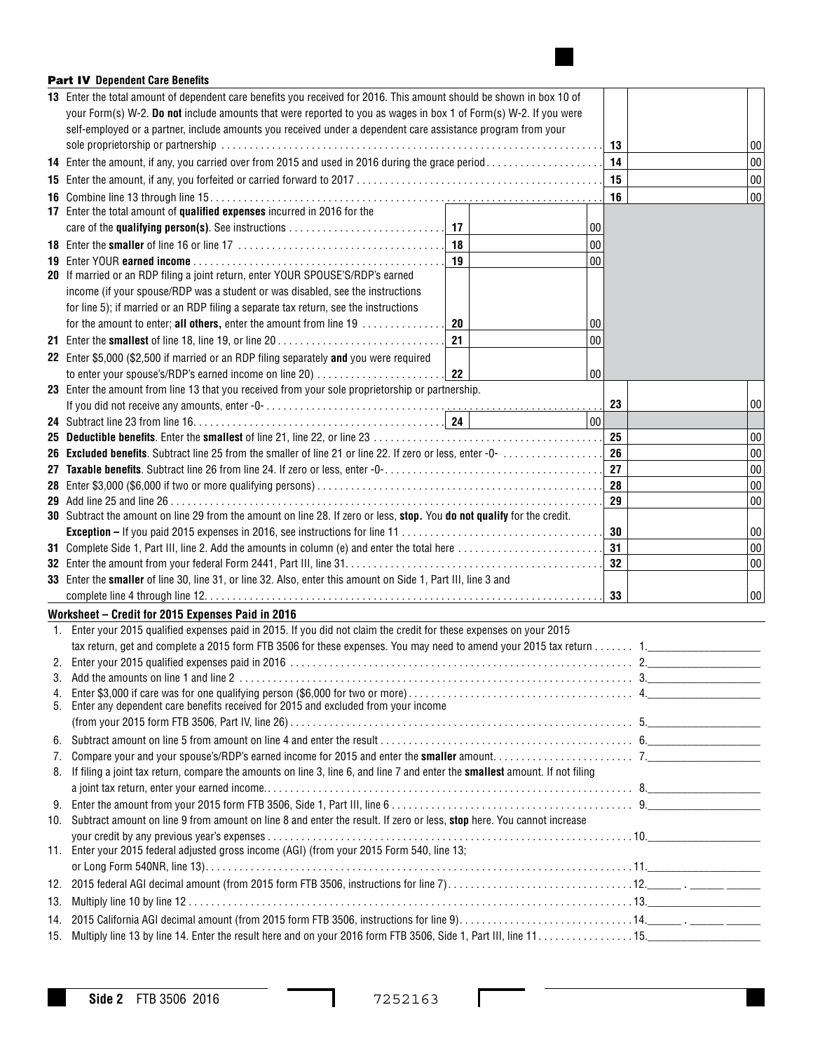### Part IV Dependent Care Benefits

| | | | | |
|---|---|---|---|---|
| **13** Enter the total amount of dependent care benefits you received for 2016. This amount should be shown in box 10 of your Form(s) W-2. **Do not** include amounts that were reported to you as wages in box 1 of Form(s) W-2. If you were self-employed or a partner, include amounts you received under a dependent care assistance program from your sole proprietorship or partnership | | | 13 | 00 |
| **14** Enter the amount, if any, you carried over from 2015 and used in 2016 during the grace period | | | 14 | 00 |
| **15** Enter the amount, if any, you forfeited or carried forward to 2017 | | | 15 | 00 |
| **16** Combine line 13 through line 15 | | | 16 | 00 |
| **17** Enter the total amount of **qualified expenses** incurred in 2016 for the care of the **qualifying person(s)**. See instructions | 17 | 00 | | |
| **18** Enter the **smaller** of line 16 or line 17 | 18 | 00 | | |
| **19** Enter YOUR **earned income** | 19 | 00 | | |
| **20** If married or an RDP filing a joint return, enter YOUR SPOUSE'S/RDP's earned income (if your spouse/RDP was a student or was disabled, see the instructions for line 5); if married or an RDP filing a separate tax return, see the instructions for the amount to enter; **all others,** enter the amount from line 19 | 20 | 00 | | |
| **21** Enter the **smallest** of line 18, line 19, or line 20 | 21 | 00 | | |
| **22** Enter $5,000 ($2,500 if married or an RDP filing separately **and** you were required to enter your spouse's/RDP's earned income on line 20) | 22 | 00 | | |
| **23** Enter the amount from line 13 that you received from your sole proprietorship or partnership. If you did not receive any amounts, enter -0- | | | 23 | 00 |
| **24** Subtract line 23 from line 16 | 24 | 00 | | |
| **25 Deductible benefits**. Enter the **smallest** of line 21, line 22, or line 23 | | | 25 | 00 |
| **26 Excluded benefits**. Subtract line 25 from the smaller of line 21 or line 22. If zero or less, enter -0- | | | 26 | 00 |
| **27 Taxable benefits**. Subtract line 26 from line 24. If zero or less, enter -0- | | | 27 | 00 |
| **28** Enter $3,000 ($6,000 if two or more qualifying persons) | | | 28 | 00 |
| **29** Add line 25 and line 26 | | | 29 | 00 |
| **30** Subtract the amount on line 29 from the amount on line 28. If zero or less, **stop.** You **do not qualify** for the credit. **Exception –** If you paid 2015 expenses in 2016, see instructions for line 11 | | | 30 | 00 |
| **31** Complete Side 1, Part III, line 2. Add the amounts in column (e) and enter the total here | | | 31 | 00 |
| **32** Enter the amount from your federal Form 2441, Part III, line 31 | | | 32 | 00 |
| **33** Enter the **smaller** of line 30, line 31, or line 32. Also, enter this amount on Side 1, Part III, line 3 and complete line 4 through line 12 | | | 33 | 00 |

### Worksheet – Credit for 2015 Expenses Paid in 2016

1. Enter your 2015 qualified expenses paid in 2015. If you did not claim the credit for these expenses on your 2015 tax return, get and complete a 2015 form FTB 3506 for these expenses. You may need to amend your 2015 tax return ....... 1.__________
2. Enter your 2015 qualified expenses paid in 2016 ....... 2.__________
3. Add the amounts on line 1 and line 2 ....... 3.__________
4. Enter $3,000 if care was for one qualifying person ($6,000 for two or more) ....... 4.__________
5. Enter any dependent care benefits received for 2015 and excluded from your income (from your 2015 form FTB 3506, Part IV, line 26) ....... 5.__________
6. Subtract amount on line 5 from amount on line 4 and enter the result ....... 6.__________
7. Compare your and your spouse's/RDP's earned income for 2015 and enter the **smaller** amount ....... 7.__________
8. If filing a joint tax return, compare the amounts on line 3, line 6, and line 7 and enter the **smallest** amount. If not filing a joint tax return, enter your earned income ....... 8.__________
9. Enter the amount from your 2015 form FTB 3506, Side 1, Part III, line 6 ....... 9.__________
10. Subtract amount on line 9 from amount on line 8 and enter the result. If zero or less, **stop** here. You cannot increase your credit by any previous year's expenses ....... 10.__________
11. Enter your 2015 federal adjusted gross income (AGI) (from your 2015 Form 540, line 13; or Long Form 540NR, line 13) ....... 11.__________
12. 2015 federal AGI decimal amount (from 2015 form FTB 3506, instructions for line 7) ....... 12.______ . ______
13. Multiply line 10 by line 12 ....... 13.__________
14. 2015 California AGI decimal amount (from 2015 form FTB 3506, instructions for line 9) ....... 14.______ . ______
15. Multiply line 13 by line 14. Enter the result here and on your 2016 form FTB 3506, Side 1, Part III, line 11 ....... 15.__________

Side 2 FTB 3506 2016 7252163